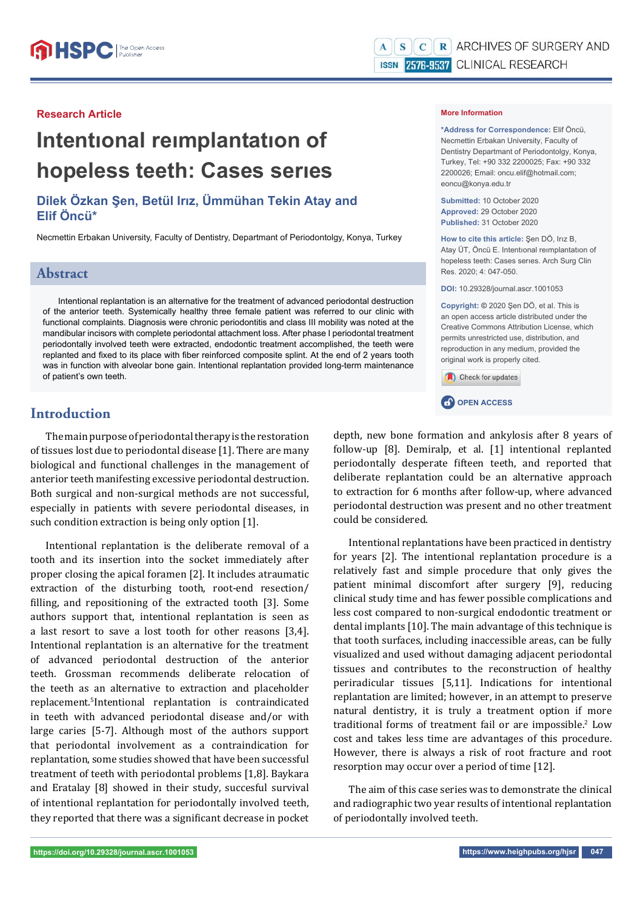Research Article

# Intentıonal reımplantatıon of hopeless teeth: Cases serıes

**Dilek Özkan Şen, Betül Irız, Ümmühan Tekin Atay and Elif Öncü***

Necmettin Erbakan University, Faculty of Dentistry, Department of Periodontolgy, Konya, Turkey

**More Information**

***Address for Correspondence:** Elif Öncü, Necmettin Erbakan University, Faculty of Dentistry Department of Periodontolgy, Konya, Turkey, Tel: +90 332 2200025; Fax: +90 332 2200026; Email: oncu.elif@hotmail.com; eoncu@konya.edu.tr

**Submitted:** 10 October 2020
**Approved:** 29 October 2020
**Published:** 31 October 2020

**How to cite this article:** Şen DÖ, Irız B, Atay ÜT, Öncü E. Intentıonal reımplantatıon of hopeless teeth: Cases serıes. Arch Surg Clin Res. 2020; 4: 047-050.

**DOI:** 10.29328/journal.ascr.1001053

**Copyright:** © 2020 Şen DÖ, et al. This is an open access article distributed under the Creative Commons Attribution License, which permits unrestricted use, distribution, and reproduction in any medium, provided the original work is properly cited.

OPEN ACCESS

## Abstract

Intentional replantation is an alternative for the treatment of advanced periodontal destruction of the anterior teeth. Systemically healthy three female patient was referred to our clinic with functional complaints. Diagnosis were chronic periodontitis and class III mobility was noted at the mandibular incisors with complete periodontal attachment loss. After phase I periodontal treatment periodontally involved teeth were extracted, endodontic treatment accomplished, the teeth were replanted and fixed to its place with fiber reinforced composite splint. At the end of 2 years tooth was in function with alveolar bone gain. Intentional replantation provided long-term maintenance of patient's own teeth.

## Introduction

The main purpose of periodontal therapy is the restoration of tissues lost due to periodontal disease [1]. There are many biological and functional challenges in the management of anterior teeth manifesting excessive periodontal destruction. Both surgical and non-surgical methods are not successful, especially in patients with severe periodontal diseases, in such condition extraction is being only option [1].

Intentional replantation is the deliberate removal of a tooth and its insertion into the socket immediately after proper closing the apical foramen [2]. It includes atraumatic extraction of the disturbing tooth, root-end resection/filling, and repositioning of the extracted tooth [3]. Some authors support that, intentional replantation is seen as a last resort to save a lost tooth for other reasons [3,4]. Intentional replantation is an alternative for the treatment of advanced periodontal destruction of the anterior teeth. Grossman recommends deliberate relocation of the teeth as an alternative to extraction and placeholder replacement.[5] Intentional replantation is contraindicated in teeth with advanced periodontal disease and/or with large caries [5-7]. Although most of the authors support that periodontal involvement as a contraindication for replantation, some studies showed that have been successful treatment of teeth with periodontal problems [1,8]. Baykara and Eratalay [8] showed in their study, succesful survival of intentional replantation for periodontally involved teeth, they reported that there was a significant decrease in pocket depth, new bone formation and ankylosis after 8 years of follow-up [8]. Demiralp, et al. [1] intentional replanted periodontally desperate fifteen teeth, and reported that deliberate replantation could be an alternative approach to extraction for 6 months after follow-up, where advanced periodontal destruction was present and no other treatment could be considered.

Intentional replantations have been practiced in dentistry for years [2]. The intentional replantation procedure is a relatively fast and simple procedure that only gives the patient minimal discomfort after surgery [9], reducing clinical study time and has fewer possible complications and less cost compared to non-surgical endodontic treatment or dental implants [10]. The main advantage of this technique is that tooth surfaces, including inaccessible areas, can be fully visualized and used without damaging adjacent periodontal tissues and contributes to the reconstruction of healthy periradicular tissues [5,11]. Indications for intentional replantation are limited; however, in an attempt to preserve natural dentistry, it is truly a treatment option if more traditional forms of treatment fail or are impossible.[2] Low cost and takes less time are advantages of this procedure. However, there is always a risk of root fracture and root resorption may occur over a period of time [12].

The aim of this case series was to demonstrate the clinical and radiographic two year results of intentional replantation of periodontally involved teeth.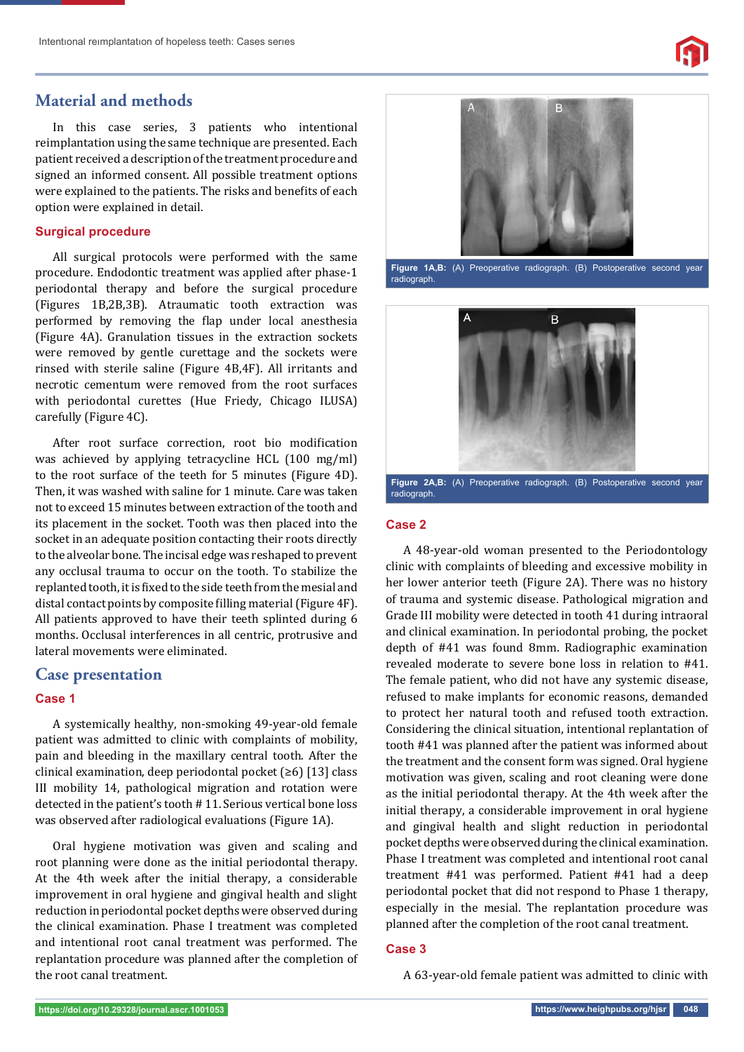## Material and methods

In this case series, 3 patients who intentional reimplantation using the same technique are presented. Each patient received a description of the treatment procedure and signed an informed consent. All possible treatment options were explained to the patients. The risks and benefits of each option were explained in detail.

### Surgical procedure

All surgical protocols were performed with the same procedure. Endodontic treatment was applied after phase-1 periodontal therapy and before the surgical procedure (Figures 1B,2B,3B). Atraumatic tooth extraction was performed by removing the flap under local anesthesia (Figure 4A). Granulation tissues in the extraction sockets were removed by gentle curettage and the sockets were rinsed with sterile saline (Figure 4B,4F). All irritants and necrotic cementum were removed from the root surfaces with periodontal curettes (Hue Friedy, Chicago ILUSA) carefully (Figure 4C).

After root surface correction, root bio modification was achieved by applying tetracycline HCL (100 mg/ml) to the root surface of the teeth for 5 minutes (Figure 4D). Then, it was washed with saline for 1 minute. Care was taken not to exceed 15 minutes between extraction of the tooth and its placement in the socket. Tooth was then placed into the socket in an adequate position contacting their roots directly to the alveolar bone. The incisal edge was reshaped to prevent any occlusal trauma to occur on the tooth. To stabilize the replanted tooth, it is fixed to the side teeth from the mesial and distal contact points by composite filling material (Figure 4F). All patients approved to have their teeth splinted during 6 months. Occlusal interferences in all centric, protrusive and lateral movements were eliminated.

## Case presentation

### Case 1

A systemically healthy, non-smoking 49-year-old female patient was admitted to clinic with complaints of mobility, pain and bleeding in the maxillary central tooth. After the clinical examination, deep periodontal pocket (≥6) [13] class III mobility 14, pathological migration and rotation were detected in the patient's tooth # 11. Serious vertical bone loss was observed after radiological evaluations (Figure 1A).

Oral hygiene motivation was given and scaling and root planning were done as the initial periodontal therapy. At the 4th week after the initial therapy, a considerable improvement in oral hygiene and gingival health and slight reduction in periodontal pocket depths were observed during the clinical examination. Phase I treatment was completed and intentional root canal treatment was performed. The replantation procedure was planned after the completion of the root canal treatment.

**Figure 1A,B:** (A) Preoperative radiograph. (B) Postoperative second year radiograph.

**Figure 2A,B:** (A) Preoperative radiograph. (B) Postoperative second year radiograph.

### Case 2

A 48-year-old woman presented to the Periodontology clinic with complaints of bleeding and excessive mobility in her lower anterior teeth (Figure 2A). There was no history of trauma and systemic disease. Pathological migration and Grade III mobility were detected in tooth 41 during intraoral and clinical examination. In periodontal probing, the pocket depth of #41 was found 8mm. Radiographic examination revealed moderate to severe bone loss in relation to #41. The female patient, who did not have any systemic disease, refused to make implants for economic reasons, demanded to protect her natural tooth and refused tooth extraction. Considering the clinical situation, intentional replantation of tooth #41 was planned after the patient was informed about the treatment and the consent form was signed. Oral hygiene motivation was given, scaling and root cleaning were done as the initial periodontal therapy. At the 4th week after the initial therapy, a considerable improvement in oral hygiene and gingival health and slight reduction in periodontal pocket depths were observed during the clinical examination. Phase I treatment was completed and intentional root canal treatment #41 was performed. Patient #41 had a deep periodontal pocket that did not respond to Phase 1 therapy, especially in the mesial. The replantation procedure was planned after the completion of the root canal treatment.

### Case 3

A 63-year-old female patient was admitted to clinic with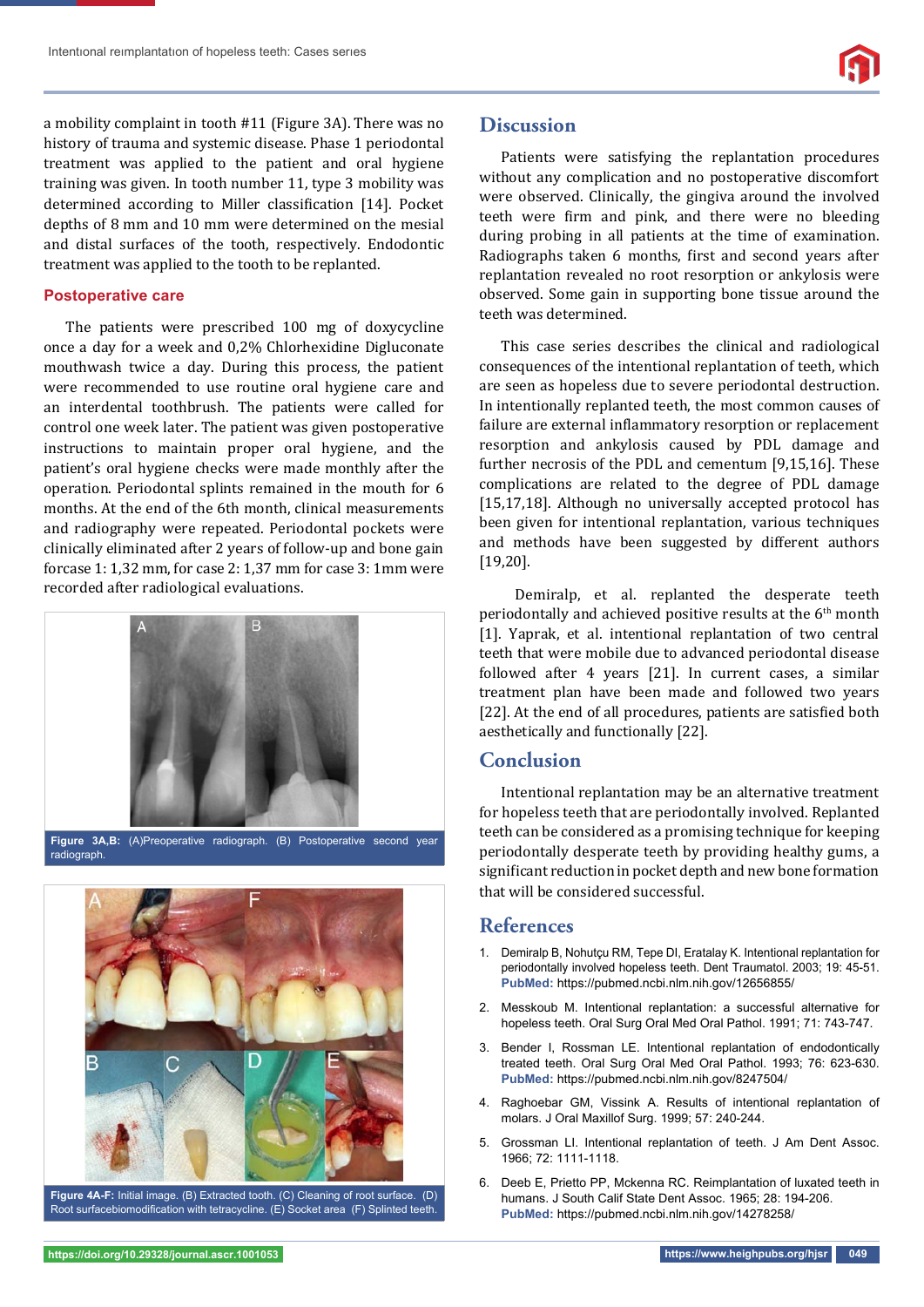a mobility complaint in tooth #11 (Figure 3A). There was no history of trauma and systemic disease. Phase 1 periodontal treatment was applied to the patient and oral hygiene training was given. In tooth number 11, type 3 mobility was determined according to Miller classification [14]. Pocket depths of 8 mm and 10 mm were determined on the mesial and distal surfaces of the tooth, respectively. Endodontic treatment was applied to the tooth to be replanted.

### Postoperative care

The patients were prescribed 100 mg of doxycycline once a day for a week and 0,2% Chlorhexidine Digluconate mouthwash twice a day. During this process, the patient were recommended to use routine oral hygiene care and an interdental toothbrush. The patients were called for control one week later. The patient was given postoperative instructions to maintain proper oral hygiene, and the patient's oral hygiene checks were made monthly after the operation. Periodontal splints remained in the mouth for 6 months. At the end of the 6th month, clinical measurements and radiography were repeated. Periodontal pockets were clinically eliminated after 2 years of follow-up and bone gain forcase 1: 1,32 mm, for case 2: 1,37 mm for case 3: 1mm were recorded after radiological evaluations.

**Figure 3A,B:** (A)Preoperative radiograph. (B) Postoperative second year radiograph.

**Figure 4A-F:** Initial image. (B) Extracted tooth. (C) Cleaning of root surface. (D) Root surfacebiomodification with tetracycline. (E) Socket area (F) Splinted teeth.

## Discussion

Patients were satisfying the replantation procedures without any complication and no postoperative discomfort were observed. Clinically, the gingiva around the involved teeth were firm and pink, and there were no bleeding during probing in all patients at the time of examination. Radiographs taken 6 months, first and second years after replantation revealed no root resorption or ankylosis were observed. Some gain in supporting bone tissue around the teeth was determined.

This case series describes the clinical and radiological consequences of the intentional replantation of teeth, which are seen as hopeless due to severe periodontal destruction. In intentionally replanted teeth, the most common causes of failure are external inflammatory resorption or replacement resorption and ankylosis caused by PDL damage and further necrosis of the PDL and cementum [9,15,16]. These complications are related to the degree of PDL damage [15,17,18]. Although no universally accepted protocol has been given for intentional replantation, various techniques and methods have been suggested by different authors [19,20].

Demiralp, et al. replanted the desperate teeth periodontally and achieved positive results at the 6th month [1]. Yaprak, et al. intentional replantation of two central teeth that were mobile due to advanced periodontal disease followed after 4 years [21]. In current cases, a similar treatment plan have been made and followed two years [22]. At the end of all procedures, patients are satisfied both aesthetically and functionally [22].

## Conclusion

Intentional replantation may be an alternative treatment for hopeless teeth that are periodontally involved. Replanted teeth can be considered as a promising technique for keeping periodontally desperate teeth by providing healthy gums, a significant reduction in pocket depth and new bone formation that will be considered successful.

## References

1. Demiralp B, Nohutçu RM, Tepe DI, Eratalay K. Intentional replantation for periodontally involved hopeless teeth. Dent Traumatol. 2003; 19: 45-51. **PubMed:** https://pubmed.ncbi.nlm.nih.gov/12656855/
2. Messkoub M. Intentional replantation: a successful alternative for hopeless teeth. Oral Surg Oral Med Oral Pathol. 1991; 71: 743-747.
3. Bender I, Rossman LE. Intentional replantation of endodontically treated teeth. Oral Surg Oral Med Oral Pathol. 1993; 76: 623-630. **PubMed:** https://pubmed.ncbi.nlm.nih.gov/8247504/
4. Raghoebar GM, Vissink A. Results of intentional replantation of molars. J Oral Maxillof Surg. 1999; 57: 240-244.
5. Grossman LI. Intentional replantation of teeth. J Am Dent Assoc. 1966; 72: 1111-1118.
6. Deeb E, Prietto PP, Mckenna RC. Reimplantation of luxated teeth in humans. J South Calif State Dent Assoc. 1965; 28: 194-206. **PubMed:** https://pubmed.ncbi.nlm.nih.gov/14278258/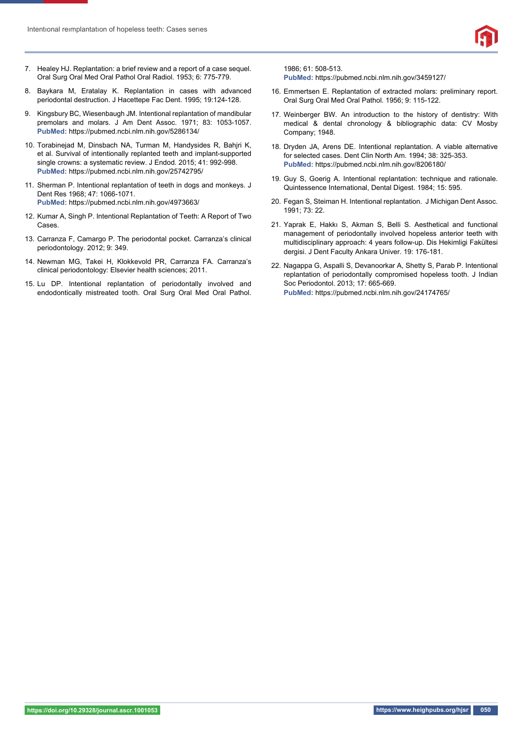7. Healey HJ. Replantation: a brief review and a report of a case sequel. Oral Surg Oral Med Oral Pathol Oral Radiol. 1953; 6: 775-779.

8. Baykara M, Eratalay K. Replantation in cases with advanced periodontal destruction. J Hacettepe Fac Dent. 1995; 19:124-128.

9. Kingsbury BC, Wiesenbaugh JM. Intentional replantation of mandibular premolars and molars. J Am Dent Assoc. 1971; 83: 1053-1057. **PubMed:** https://pubmed.ncbi.nlm.nih.gov/5286134/

10. Torabinejad M, Dinsbach NA, Turman M, Handysides R, Bahjri K, et al. Survival of intentionally replanted teeth and implant-supported single crowns: a systematic review. J Endod. 2015; 41: 992-998. **PubMed:** https://pubmed.ncbi.nlm.nih.gov/25742795/

11. Sherman P. Intentional replantation of teeth in dogs and monkeys. J Dent Res 1968; 47: 1066-1071. **PubMed:** https://pubmed.ncbi.nlm.nih.gov/4973663/

12. Kumar A, Singh P. Intentional Replantation of Teeth: A Report of Two Cases.

13. Carranza F, Camargo P. The periodontal pocket. Carranza's clinical periodontology. 2012; 9: 349.

14. Newman MG, Takei H, Klokkevold PR, Carranza FA. Carranza's clinical periodontology: Elsevier health sciences; 2011.

15. Lu DP. Intentional replantation of periodontally involved and endodontically mistreated tooth. Oral Surg Oral Med Oral Pathol. 1986; 61: 508-513. **PubMed:** https://pubmed.ncbi.nlm.nih.gov/3459127/

16. Emmertsen E. Replantation of extracted molars: preliminary report. Oral Surg Oral Med Oral Pathol. 1956; 9: 115-122.

17. Weinberger BW. An introduction to the history of dentistry: With medical & dental chronology & bibliographic data: CV Mosby Company; 1948.

18. Dryden JA, Arens DE. Intentional replantation. A viable alternative for selected cases. Dent Clin North Am. 1994; 38: 325-353. **PubMed:** https://pubmed.ncbi.nlm.nih.gov/8206180/

19. Guy S, Goerig A. Intentional replantation: technique and rationale. Quintessence International, Dental Digest. 1984; 15: 595.

20. Fegan S, Steiman H. Intentional replantation. J Michigan Dent Assoc. 1991; 73: 22.

21. Yaprak E, Hakkı S, Akman S, Belli S. Aesthetical and functional management of periodontally involved hopeless anterior teeth with multidisciplinary approach: 4 years follow-up. Dis Hekimligi Fakültesi dergisi. J Dent Faculty Ankara Univer. 19: 176-181.

22. Nagappa G, Aspalli S, Devanoorkar A, Shetty S, Parab P. Intentional replantation of periodontally compromised hopeless tooth. J Indian Soc Periodontol. 2013; 17: 665-669. **PubMed:** https://pubmed.ncbi.nlm.nih.gov/24174765/